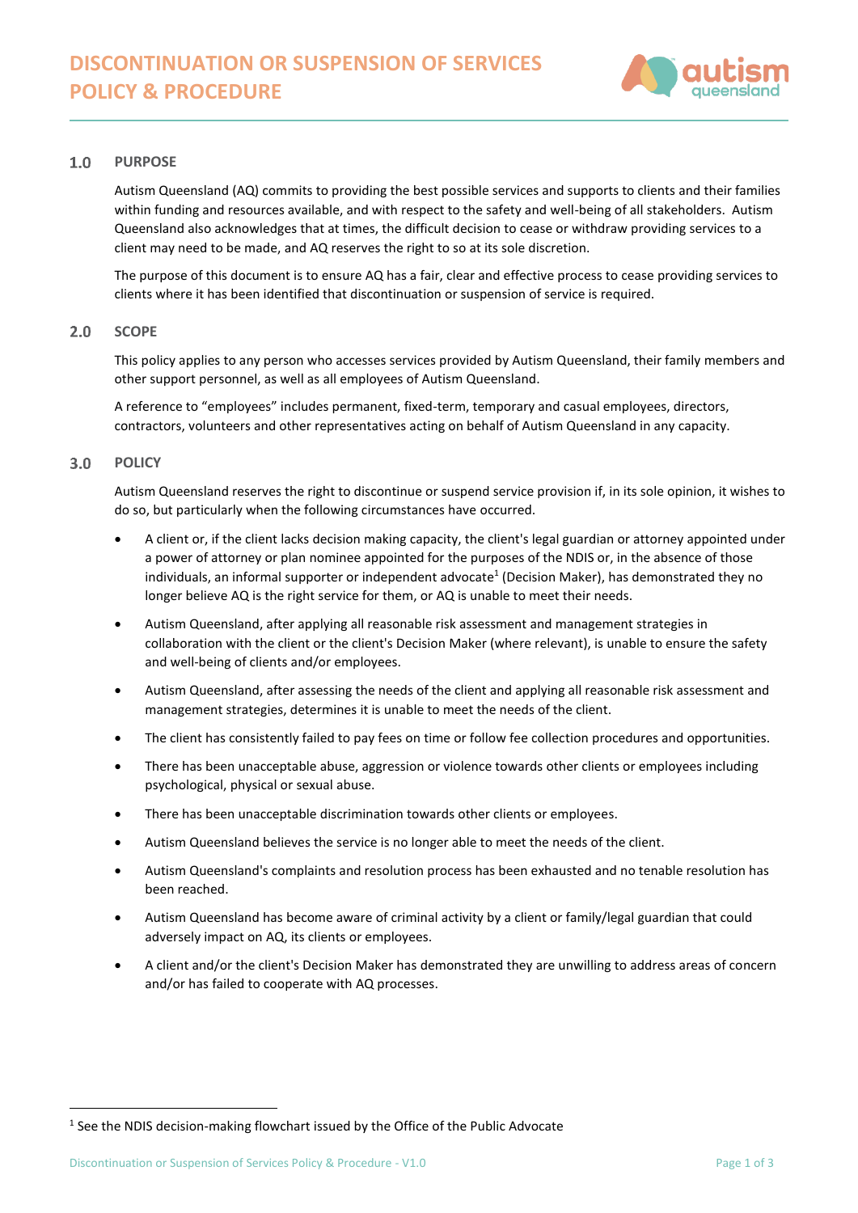# DISCONTINUATION OR SUSPENSION OF SERVICES POLICY & PROCEDURE

## 1.0 PURPOSE

Autism Queensland (AQ) commits to providing the best possible services and supports to clients and their families within funding and resources available, and with respect to the safety and well-being of all stakeholders. Autism Queensland also acknowledges that at times, the difficult decision to cease or withdraw providing services to a client may need to be made, and AQ reserves the right to so at its sole discretion.

The purpose of this document is to ensure AQ has a fair, clear and effective process to cease providing services to clients where it has been identified that discontinuation or suspension of service is required.

## 2.0 SCOPE

This policy applies to any person who accesses services provided by Autism Queensland, their family members and other support personnel, as well as all employees of Autism Queensland.

A reference to "employees" includes permanent, fixed-term, temporary and casual employees, directors, contractors, volunteers and other representatives acting on behalf of Autism Queensland in any capacity.

## 3.0 POLICY

Autism Queensland reserves the right to discontinue or suspend service provision if, in its sole opinion, it wishes to do so, but particularly when the following circumstances have occurred.

- A client or, if the client lacks decision making capacity, the client's legal guardian or attorney appointed under a power of attorney or plan nominee appointed for the purposes of the NDIS or, in the absence of those individuals, an informal supporter or independent advocate[1] (Decision Maker), has demonstrated they no longer believe AQ is the right service for them, or AQ is unable to meet their needs.
- Autism Queensland, after applying all reasonable risk assessment and management strategies in collaboration with the client or the client's Decision Maker (where relevant), is unable to ensure the safety and well-being of clients and/or employees.
- Autism Queensland, after assessing the needs of the client and applying all reasonable risk assessment and management strategies, determines it is unable to meet the needs of the client.
- The client has consistently failed to pay fees on time or follow fee collection procedures and opportunities.
- There has been unacceptable abuse, aggression or violence towards other clients or employees including psychological, physical or sexual abuse.
- There has been unacceptable discrimination towards other clients or employees.
- Autism Queensland believes the service is no longer able to meet the needs of the client.
- Autism Queensland's complaints and resolution process has been exhausted and no tenable resolution has been reached.
- Autism Queensland has become aware of criminal activity by a client or family/legal guardian that could adversely impact on AQ, its clients or employees.
- A client and/or the client's Decision Maker has demonstrated they are unwilling to address areas of concern and/or has failed to cooperate with AQ processes.

---

[1] See the NDIS decision-making flowchart issued by the Office of the Public Advocate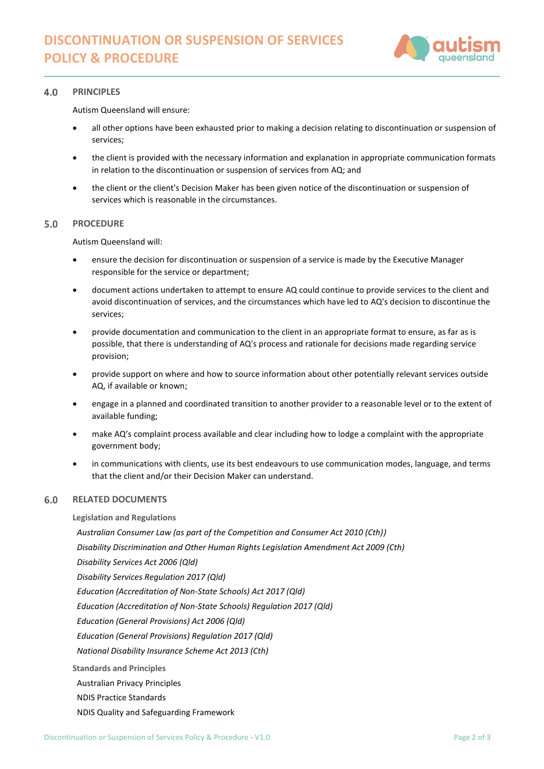## 4.0 PRINCIPLES

Autism Queensland will ensure:

- all other options have been exhausted prior to making a decision relating to discontinuation or suspension of services;
- the client is provided with the necessary information and explanation in appropriate communication formats in relation to the discontinuation or suspension of services from AQ; and
- the client or the client's Decision Maker has been given notice of the discontinuation or suspension of services which is reasonable in the circumstances.

## 5.0 PROCEDURE

Autism Queensland will:

- ensure the decision for discontinuation or suspension of a service is made by the Executive Manager responsible for the service or department;
- document actions undertaken to attempt to ensure AQ could continue to provide services to the client and avoid discontinuation of services, and the circumstances which have led to AQ's decision to discontinue the services;
- provide documentation and communication to the client in an appropriate format to ensure, as far as is possible, that there is understanding of AQ's process and rationale for decisions made regarding service provision;
- provide support on where and how to source information about other potentially relevant services outside AQ, if available or known;
- engage in a planned and coordinated transition to another provider to a reasonable level or to the extent of available funding;
- make AQ's complaint process available and clear including how to lodge a complaint with the appropriate government body;
- in communications with clients, use its best endeavours to use communication modes, language, and terms that the client and/or their Decision Maker can understand.

## 6.0 RELATED DOCUMENTS

**Legislation and Regulations**

*Australian Consumer Law (as part of the Competition and Consumer Act 2010 (Cth))*

*Disability Discrimination and Other Human Rights Legislation Amendment Act 2009 (Cth)*

*Disability Services Act 2006 (Qld)*

*Disability Services Regulation 2017 (Qld)*

*Education (Accreditation of Non-State Schools) Act 2017 (Qld)*

*Education (Accreditation of Non-State Schools) Regulation 2017 (Qld)*

*Education (General Provisions) Act 2006 (Qld)*

*Education (General Provisions) Regulation 2017 (Qld)*

*National Disability Insurance Scheme Act 2013 (Cth)*

**Standards and Principles**

Australian Privacy Principles

NDIS Practice Standards

NDIS Quality and Safeguarding Framework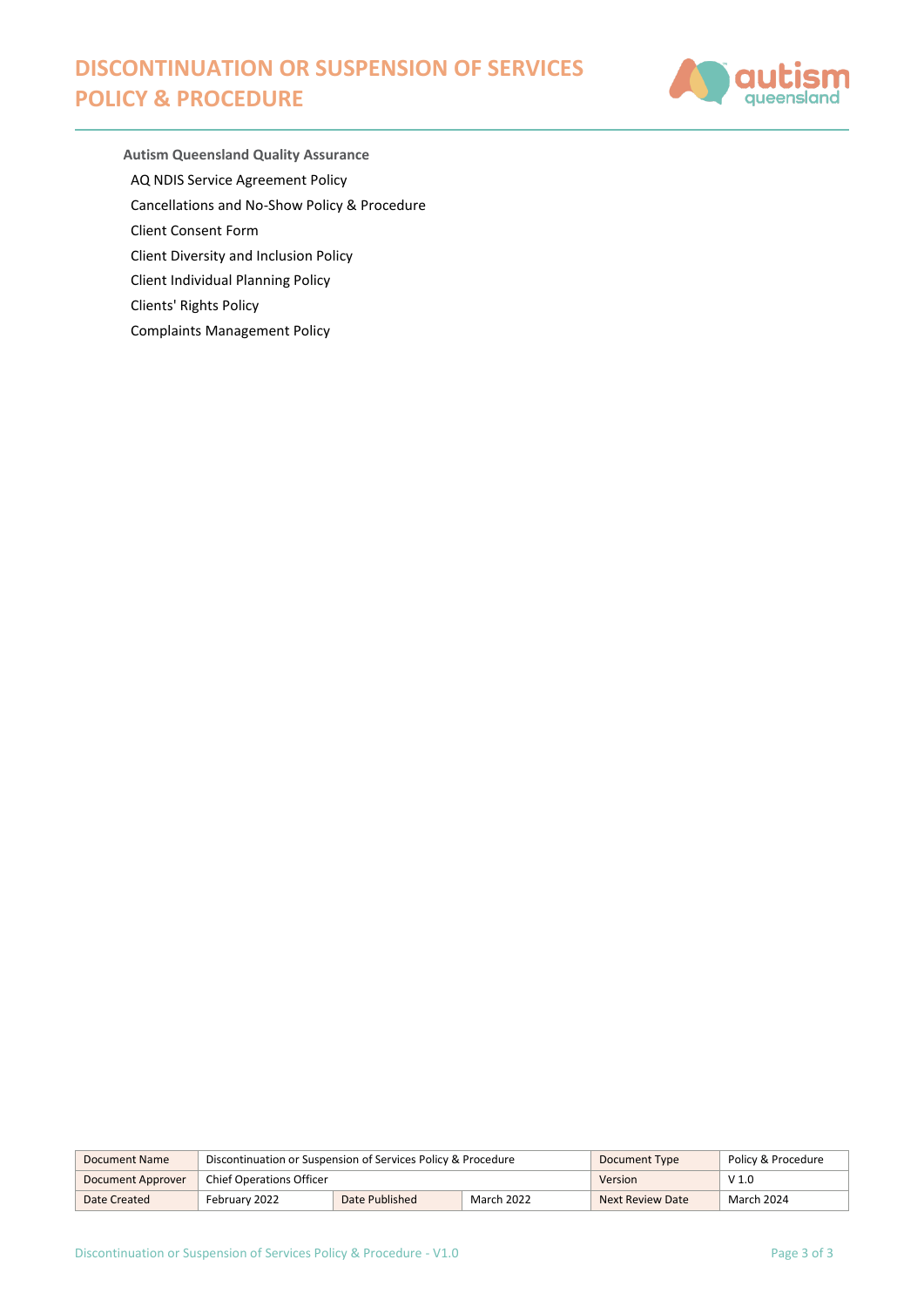**Autism Queensland Quality Assurance**

AQ NDIS Service Agreement Policy

Cancellations and No-Show Policy & Procedure

Client Consent Form

Client Diversity and Inclusion Policy

Client Individual Planning Policy

Clients' Rights Policy

Complaints Management Policy

| | | | | | |
|---|---|---|---|---|---|
| Document Name | Discontinuation or Suspension of Services Policy & Procedure | | | Document Type | Policy & Procedure |
| Document Approver | Chief Operations Officer | | | Version | V 1.0 |
| Date Created | February 2022 | Date Published | March 2022 | Next Review Date | March 2024 |